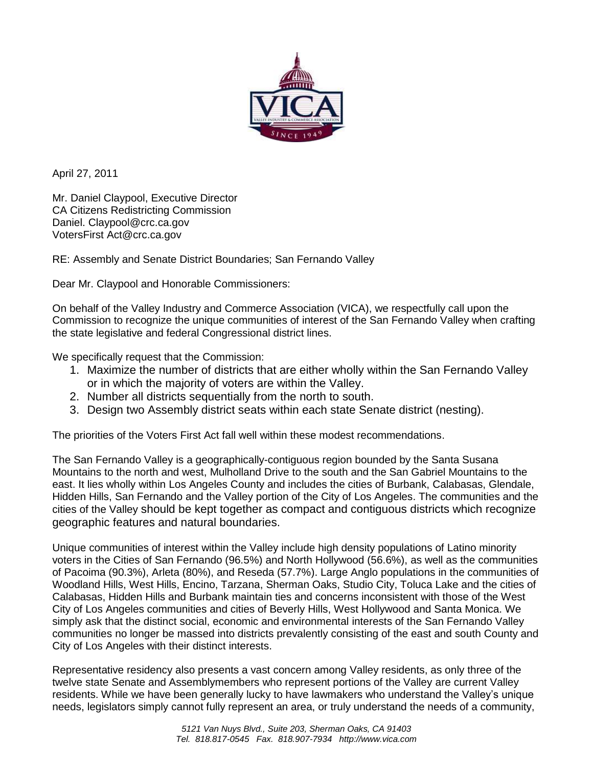April 27, 2011

Mr. Daniel Claypool, Executive Director
CA Citizens Redistricting Commission
Daniel. Claypool@crc.ca.gov
VotersFirst Act@crc.ca.gov

RE: Assembly and Senate District Boundaries; San Fernando Valley

Dear Mr. Claypool and Honorable Commissioners:

On behalf of the Valley Industry and Commerce Association (VICA), we respectfully call upon the Commission to recognize the unique communities of interest of the San Fernando Valley when crafting the state legislative and federal Congressional district lines.

We specifically request that the Commission:

1. Maximize the number of districts that are either wholly within the San Fernando Valley or in which the majority of voters are within the Valley.
2. Number all districts sequentially from the north to south.
3. Design two Assembly district seats within each state Senate district (nesting).

The priorities of the Voters First Act fall well within these modest recommendations.

The San Fernando Valley is a geographically-contiguous region bounded by the Santa Susana Mountains to the north and west, Mulholland Drive to the south and the San Gabriel Mountains to the east. It lies wholly within Los Angeles County and includes the cities of Burbank, Calabasas, Glendale, Hidden Hills, San Fernando and the Valley portion of the City of Los Angeles. The communities and the cities of the Valley should be kept together as compact and contiguous districts which recognize geographic features and natural boundaries.

Unique communities of interest within the Valley include high density populations of Latino minority voters in the Cities of San Fernando (96.5%) and North Hollywood (56.6%), as well as the communities of Pacoima (90.3%), Arleta (80%), and Reseda (57.7%). Large Anglo populations in the communities of Woodland Hills, West Hills, Encino, Tarzana, Sherman Oaks, Studio City, Toluca Lake and the cities of Calabasas, Hidden Hills and Burbank maintain ties and concerns inconsistent with those of the West City of Los Angeles communities and cities of Beverly Hills, West Hollywood and Santa Monica. We simply ask that the distinct social, economic and environmental interests of the San Fernando Valley communities no longer be massed into districts prevalently consisting of the east and south County and City of Los Angeles with their distinct interests.

Representative residency also presents a vast concern among Valley residents, as only three of the twelve state Senate and Assemblymembers who represent portions of the Valley are current Valley residents. While we have been generally lucky to have lawmakers who understand the Valley's unique needs, legislators simply cannot fully represent an area, or truly understand the needs of a community,

*5121 Van Nuys Blvd., Suite 203, Sherman Oaks, CA 91403*
*Tel. 818.817-0545 Fax. 818.907-7934 http://www.vica.com*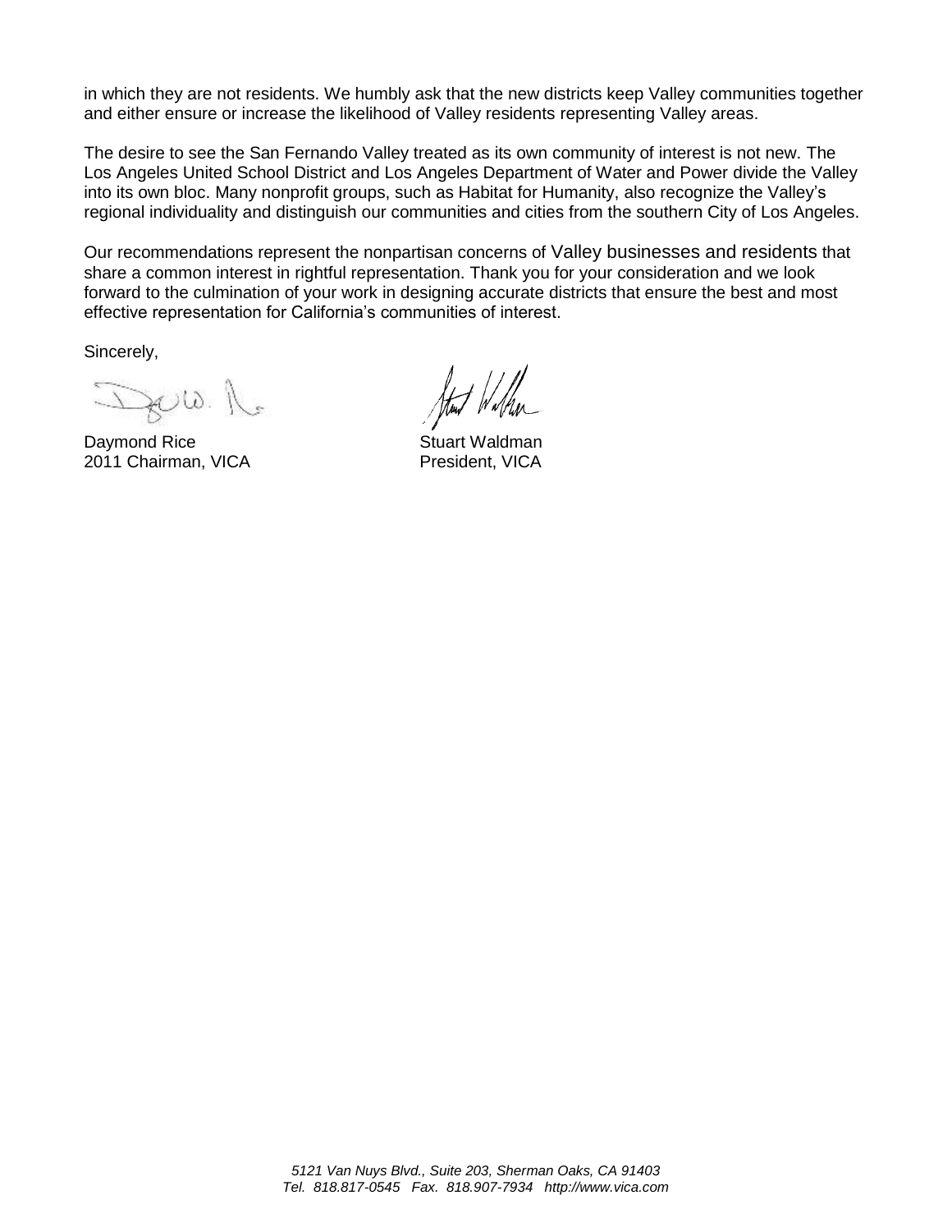in which they are not residents. We humbly ask that the new districts keep Valley communities together and either ensure or increase the likelihood of Valley residents representing Valley areas.

The desire to see the San Fernando Valley treated as its own community of interest is not new. The Los Angeles United School District and Los Angeles Department of Water and Power divide the Valley into its own bloc. Many nonprofit groups, such as Habitat for Humanity, also recognize the Valley's regional individuality and distinguish our communities and cities from the southern City of Los Angeles.

Our recommendations represent the nonpartisan concerns of Valley businesses and residents that share a common interest in rightful representation. Thank you for your consideration and we look forward to the culmination of your work in designing accurate districts that ensure the best and most effective representation for California's communities of interest.

Sincerely,

Daymond Rice
2011 Chairman, VICA

Stuart Waldman
President, VICA

*5121 Van Nuys Blvd., Suite 203, Sherman Oaks, CA 91403*
*Tel. 818.817-0545 Fax. 818.907-7934 http://www.vica.com*